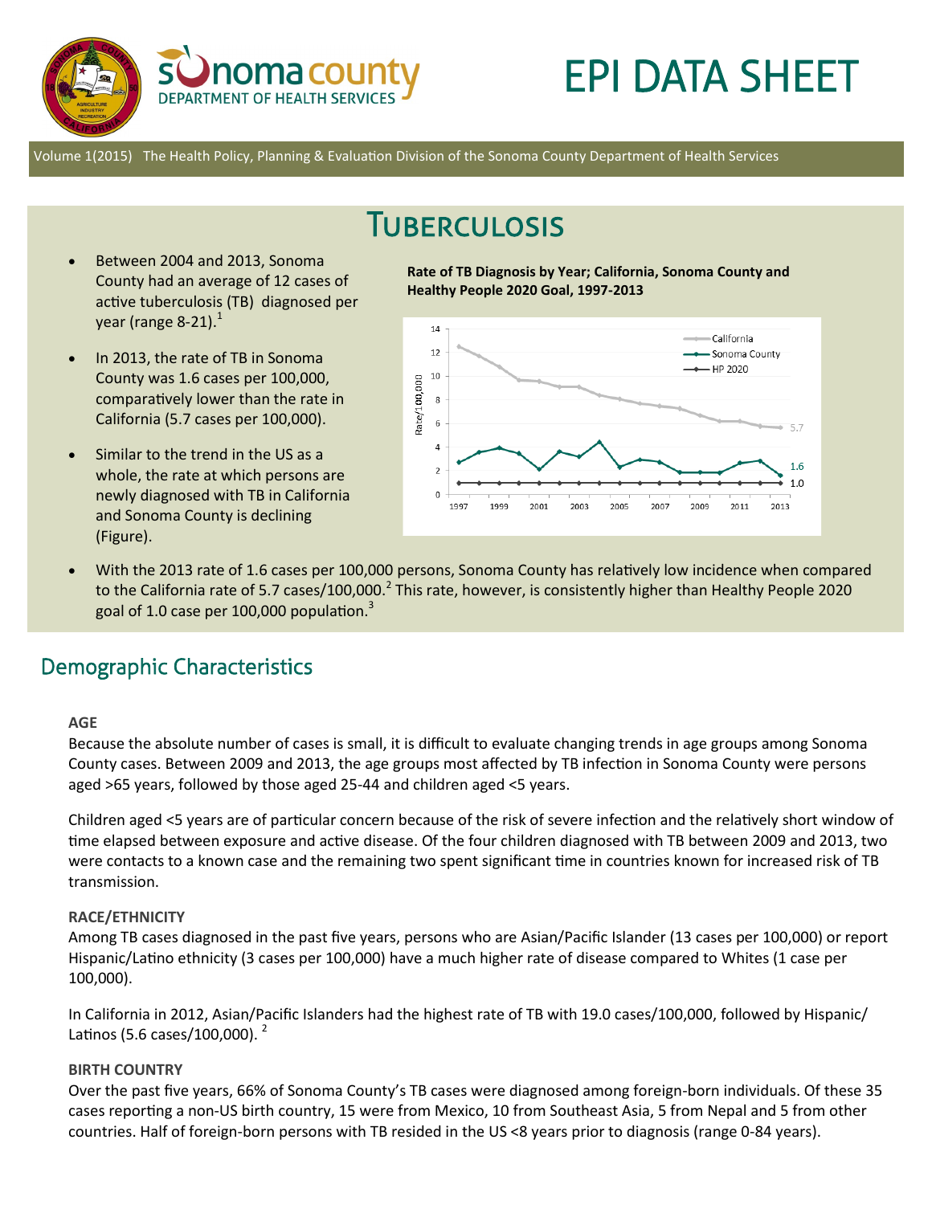# EPI DATA SHEET

Volume 1(2015) The Health Policy, Planning & Evaluation Division of the Sonoma County Department of Health Services

## Tuberculosis

- Between 2004 and 2013, Sonoma County had an average of 12 cases of active tuberculosis (TB) diagnosed per year (range 8-21).[1]
- In 2013, the rate of TB in Sonoma County was 1.6 cases per 100,000, comparatively lower than the rate in California (5.7 cases per 100,000).
- Similar to the trend in the US as a whole, the rate at which persons are newly diagnosed with TB in California and Sonoma County is declining (Figure).

**Rate of TB Diagnosis by Year; California, Sonoma County and Healthy People 2020 Goal, 1997-2013**

- With the 2013 rate of 1.6 cases per 100,000 persons, Sonoma County has relatively low incidence when compared to the California rate of 5.7 cases/100,000.[2] This rate, however, is consistently higher than Healthy People 2020 goal of 1.0 case per 100,000 population.[3]

## Demographic Characteristics

### AGE

Because the absolute number of cases is small, it is difficult to evaluate changing trends in age groups among Sonoma County cases. Between 2009 and 2013, the age groups most affected by TB infection in Sonoma County were persons aged >65 years, followed by those aged 25-44 and children aged <5 years.

Children aged <5 years are of particular concern because of the risk of severe infection and the relatively short window of time elapsed between exposure and active disease. Of the four children diagnosed with TB between 2009 and 2013, two were contacts to a known case and the remaining two spent significant time in countries known for increased risk of TB transmission.

### RACE/ETHNICITY

Among TB cases diagnosed in the past five years, persons who are Asian/Pacific Islander (13 cases per 100,000) or report Hispanic/Latino ethnicity (3 cases per 100,000) have a much higher rate of disease compared to Whites (1 case per 100,000).

In California in 2012, Asian/Pacific Islanders had the highest rate of TB with 19.0 cases/100,000, followed by Hispanic/Latinos (5.6 cases/100,000).[2]

### BIRTH COUNTRY

Over the past five years, 66% of Sonoma County's TB cases were diagnosed among foreign-born individuals. Of these 35 cases reporting a non-US birth country, 15 were from Mexico, 10 from Southeast Asia, 5 from Nepal and 5 from other countries. Half of foreign-born persons with TB resided in the US <8 years prior to diagnosis (range 0-84 years).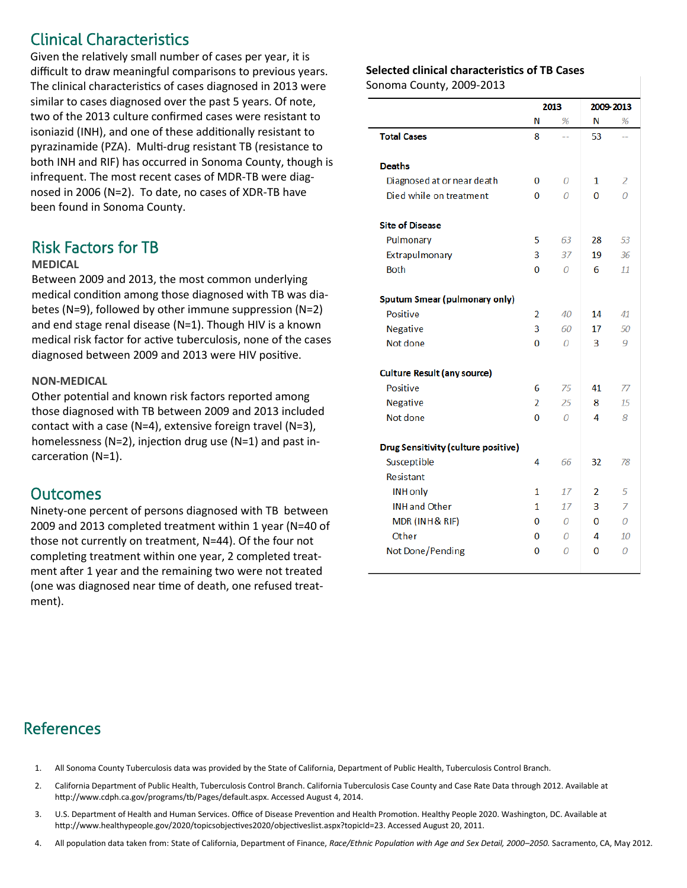## Clinical Characteristics

Given the relatively small number of cases per year, it is difficult to draw meaningful comparisons to previous years. The clinical characteristics of cases diagnosed in 2013 were similar to cases diagnosed over the past 5 years. Of note, two of the 2013 culture confirmed cases were resistant to isoniazid (INH), and one of these additionally resistant to pyrazinamide (PZA). Multi-drug resistant TB (resistance to both INH and RIF) has occurred in Sonoma County, though is infrequent. The most recent cases of MDR-TB were diagnosed in 2006 (N=2). To date, no cases of XDR-TB have been found in Sonoma County.

**Selected clinical characteristics of TB Cases**
Sonoma County, 2009-2013

| | 2013 | | 2009-2013 | |
|---|---|---|---|---|
| | N | % | N | % |
| **Total Cases** | 8 | -- | 53 | -- |
| **Deaths** | | | | |
| Diagnosed at or near death | 0 | 0 | 1 | 2 |
| Died while on treatment | 0 | 0 | 0 | 0 |
| **Site of Disease** | | | | |
| Pulmonary | 5 | 63 | 28 | 53 |
| Extrapulmonary | 3 | 37 | 19 | 36 |
| Both | 0 | 0 | 6 | 11 |
| **Sputum Smear (pulmonary only)** | | | | |
| Positive | 2 | 40 | 14 | 41 |
| Negative | 3 | 60 | 17 | 50 |
| Not done | 0 | 0 | 3 | 9 |
| **Culture Result (any source)** | | | | |
| Positive | 6 | 75 | 41 | 77 |
| Negative | 2 | 25 | 8 | 15 |
| Not done | 0 | 0 | 4 | 8 |
| **Drug Sensitivity (culture positive)** | | | | |
| Susceptible | 4 | 66 | 32 | 78 |
| Resistant | | | | |
| INH only | 1 | 17 | 2 | 5 |
| INH and Other | 1 | 17 | 3 | 7 |
| MDR (INH & RIF) | 0 | 0 | 0 | 0 |
| Other | 0 | 0 | 4 | 10 |
| Not Done/Pending | 0 | 0 | 0 | 0 |

## Risk Factors for TB

**MEDICAL**

Between 2009 and 2013, the most common underlying medical condition among those diagnosed with TB was diabetes (N=9), followed by other immune suppression (N=2) and end stage renal disease (N=1). Though HIV is a known medical risk factor for active tuberculosis, none of the cases diagnosed between 2009 and 2013 were HIV positive.

**NON-MEDICAL**

Other potential and known risk factors reported among those diagnosed with TB between 2009 and 2013 included contact with a case (N=4), extensive foreign travel (N=3), homelessness (N=2), injection drug use (N=1) and past incarceration (N=1).

## Outcomes

Ninety-one percent of persons diagnosed with TB between 2009 and 2013 completed treatment within 1 year (N=40 of those not currently on treatment, N=44). Of the four not completing treatment within one year, 2 completed treatment after 1 year and the remaining two were not treated (one was diagnosed near time of death, one refused treatment).

## References

1. All Sonoma County Tuberculosis data was provided by the State of California, Department of Public Health, Tuberculosis Control Branch.
2. California Department of Public Health, Tuberculosis Control Branch. California Tuberculosis Case County and Case Rate Data through 2012. Available at http://www.cdph.ca.gov/programs/tb/Pages/default.aspx. Accessed August 4, 2014.
3. U.S. Department of Health and Human Services. Office of Disease Prevention and Health Promotion. Healthy People 2020. Washington, DC. Available at http://www.healthypeople.gov/2020/topicsobjectives2020/objectiveslist.aspx?topicId=23. Accessed August 20, 2011.
4. All population data taken from: State of California, Department of Finance, *Race/Ethnic Population with Age and Sex Detail, 2000–2050.* Sacramento, CA, May 2012.